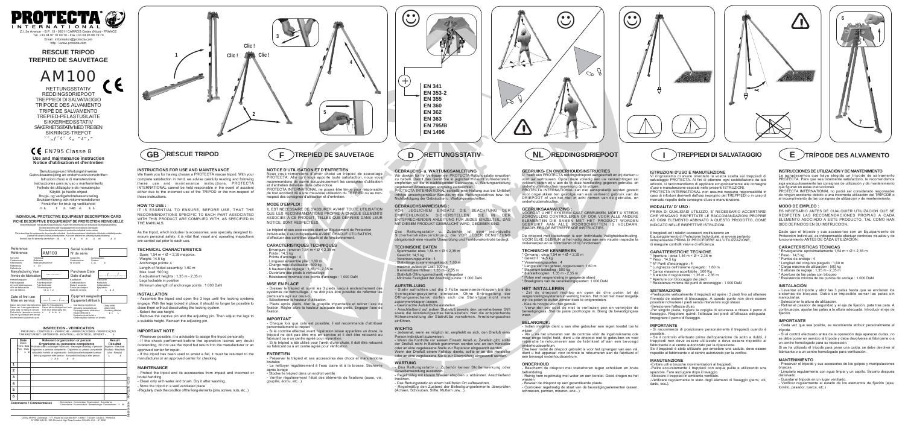# PROTECTA® INTERNATIONAL

Z.I. 5e Avenue - B.P. 15 - 06511 CARROS Cedex - FRANCE
Tél. +33 04 97 10 00 10 - Fax +33 04 93 08 79 70
Email : information@protecta.com
http : //www.protecta.com

## RESCUE TRIPOD
## TREPIED DE SAUVETAGE

# AM100

RETTUNGSSTATIV
REDDINGSDRIEPOOT
TREPPIEDI DI SALVATAGGIO
TRÍPODE DES ALVAMENTO
TRIPÉ DE SALVAMENTO
TREPIED-PELASTUSLAITE
SIKKERHEDSSTATIV
SÄKERHETSSTATIV MED TREBEN
SIKRINGS-TREFOT

CE EN795 Classe B

**Use and maintenance instruction**
**Notice d'utilisation et d'entretien**

Benutzungs-und Wartungshinweise
Gebruiksaanwijzing en onderhoudsvoorschriften
Istruzioni d'uso e di manutenzione
Instrucciones para su uso y mantenimiento
Folheto de utilização e de manutenção
Käyttö- ja huolto-ohjeet
Brugs- og vedligeholdelsesanvisning
Bruksanvisning och instruktionsbok
Forskrifter for bruk og vedlikehold

**INDIVIDUAL PROTECTIVE EQUIPMENT DESCRIPTION CARD**
**FICHE DESCRIPTIVE D'EQUIPEMENT DE PROTECTION INDIVIDUELLE**

| Reference / Référence | AM100 | Serial number / N° de série | |
|---|---|---|---|
| Manufacturing Year / Année de fabrication | ........... | Purchase Date / Date d'achat | ..... / ..... / ..... |
| Date of first use / Mise en service | ..... / ..... / ..... | Equipment assigned to / Equipement affecté à | |

**INSPECTION - VERIFICATION**

| | Date | Relevant organization or person / Organisme ou personne compétente | Result / Résultat |
|---|---|---|---|
| 1 | | | |
| 2 | | | |
| 3 | | | |
| 4 | | | |
| 5 | | | |
| 6 | | | |

**Comments / Commentaires**

EN 341
EN 353-2
EN 355
EN 360
EN 362
EN 363
EN 795/B
EN 1496

## GB RESCUE TRIPOD

### INSTRUCTIONS FOR USE AND MAINTENANCE

We thank you for having chosen a PROTECTA rescue tripod. With your complete satisfaction in mind, we advise carefully reading and following these use and maintenance instructions. PROTECTA INTERNATIONAL cannot be held responsible in the event of accident either due to the incorrect use of the TRIPOD or the non-respect of these instructions.

### HOW TO USE :

IT IS ESSENTIAL TO ENSURE, BEFORE USE, THAT THE RECOMMENDATIONS SPECIFIC TO EACH PART ASSOCIATED WITH THIS PRODUCT ARE COMPLIED WITH, AS SPECIFIED IN THE MANUALS.

As the tripod, which includes its accessories, was specially designed to ensure personal safety, it is vital that visual and operating inspections are carried out prior to each use.

### TECHNICAL CHARACTERISTICS

- Span: 1,54 m < Ø < 2,35 mappros.
- Weight: 14.5 kg
- Anchorage points: 4
- Length of folded assembly: 1.60 m
- Max. load: 500 kg
- 8 adjustment heights : 1,35 m - 2,35 m
- Legs lockable in position
- Minimum strength of anchorage points : 1 000 DaN

### INSTALLATION

- Assemble the tripod and open the 3 legs until the locking systems engage. With the legs locked in place, it should no longer be possible to close them without deactivating the locking system.
- Select the use height.
- Remove the captive pin and the adjusting pin. Then adjust the legs to a suitable height. Reinsert the adjusting pin.

### IMPORTANT NOTE

- Whenever possible, it is advisable to assign the tripod personally
- If the check performed before the operation leaves any doubt outstanding, do not use the tripod but return it to the manufacturer or an approved center for repair.
- If the tripod has been used to arrest a fall, it must be returned to the manufacturer or an approved center for checking.

### MAINTENANCE

- Protect the tripod and its accessories from impact and incorrect or brutal handling.
- Clean only with water and brush. Dry it after washing.
- Store the tripod in a well ventilated place
- Regularly check the condition of the fixing elements (pins, screws, nuts, etc...)

## F TREPIED DE SAUVETAGE

### NOTICE D'UTILISATION ET D'ENTRETIEN

Nous vous remercions d'avoir choisi un trépied de sauvetage PROTECTA. Afin qu'il vous apporte toute satisfaction, nous vous recommandons de suivre scrupuleusement les consignes d'utilisation et d'entretien définies dans cette notice.

PROTECTA INTERNATIONAL ne pourra être tenue pour responsable de tout accident dû à une mauvaise utilisation du TREPIED ou au non-respect des consignes d'utilisation et d'entretien.

### MODE D'EMPLOI :

IL EST NECESSAIRE DE S'ASSURER AVANT TOUTE UTILISATION QUE LES RECOMMANDATIONS PROPRE A CHAQUE ELEMENTS ASSOCIES A CE PRODUIT, TELLES QUE DEFINIES DANS LEUR NOTICE, SONT RESPECTEES.

Le trépied et ses accessoires étant un Equipement de Protection Individuelle, il est indispensable AVANT CHAQUE UTILISATION, d'effectuer des contrôles visuels et de fonctionnement.

### CARACTERISTIQUES TECHNIQUES

- Envergure : environ 1,54 m < Ø < 2,35 m
- Poids : 14,5 kg
- Points d'ancrage : 4
- Longueur ensemble plié : 1,60 m
- Charge maxi d'utilisation: 500 kg
- 8 hauteurs de réglage : 1,35 m - 2,35 m
- Ouverture des pieds à verrouillage
- Résistance minimale des points d'ancrage : 1 000 DaN

### MISE EN PLACE

- Dresser le trépied et ouvrir les 3 pieds jusqu'à enclenchement des systèmes de verrouillage. Il ne doit plus être possible de refermer les pieds sans agir sur ceux-ci.
- Sélectionner la hauteur d'utilisation.
- Pieds après pieds, ôter la goupille imperdable et retirer l'axe de fixation. Régler alors la hauteur adéquate des pieds. Engager l'axe de fixation.

### IMPORTANT

- Chaque fois que cela est possible, il est recommandé d'attribuer personnellement le trépied
- Si le contrôle effectué avant l'opération laisse apparaître un doute, le trépied ne doit pas être mis en service et il doit être retourné au fabricant ou à un centre agréé pour réparation.
- Si le trépied a été utilisé pour l'arrêt d'une chute, il doit être retourné au fabricant ou à un centre agréé pour vérification.

### ENTRETIEN

- Préserver le trépied et ses accessoires des chocs et manipulations brutales.
- Le nettoyer régulièrement à l'eau claire et à la brosse. Sécher-le après lavage.
- Stocker le trépied dans un endroit ventilé
- Vérifier régulièrement l'état des éléments de fixations (axes, vis, goupille, écrou, etc...)

## D RETTUNGSSTATIV

### GEBRAUCHS- u. WARTUNGSANLEITUNG

Wir danken für Ihr Vertrauen ein PROTECTA-Rettungsstativ erworben zu haben. Damit das Gerät Sie in jeglicher Hinsicht zufriedenstellt, empfehlen wir die in nachfolgender Gebrauchs- u. Wartungsanleitung gegebenen Anweisungen sorgfältig zu beachten.

PROTECTA INTERNATIONAL schließt eine Haftung aus bei Unfällen infolge unsachgemäßer Benutzung des Rettungsstatives bzw. bei Nichtbefolgung der Gebrauchs- u. Wartungsvorschriften.

### GEBRAUCHSANWEISUNG :

VOR JEGLICHEM EINSATZ DIE BEACHTUNG DER EMPFEHLUNGEN SICHERSTELLEN, DIE IN DER ENTSPRECHENDEN ANLEITUNG FÜR JEDES EINZELTEIL, DAS MIT DIESEM PRODUKT GEBRAUCHT WIRD, GEGEBEN SIND.

Das Rettungsstativ u. Zubehör ist eine individuelle Sicherheitsfangvorrichtung; die VOR JEDER BENUTZUNG obligatorisch eine visuelle Überprüfung und Funktionskontrolle bedingt.

### TECHNISCHE DATEN

- Spannweite: etwa 1,54 m < Ø < 2,35 m
- Gewicht: 14,5 kg
- Verankerungspunkte : 4
- Stativlänge zusammengeklappt: 1,60 m
- maximal zulässige Last: 500 kg
- 8 einstellbare Höhen : 1,35 m - 2,35 m
- Stativfuß-Öffnungsmechanik verriegelbar
- Minimale Festigkeit der Anschlagpunkte : 1 000 DaN

### AUFSTELLUNG

- Stativ aufrichten und die 3 Füße auseinanderklappen bis die Verriegelungssysteme einrasten. Ohne Entriegelung der Öffnungsmechanik dürfen sich die Stativfüße nicht mehr zusammenklappen lassen.
- Gewünschte Auszugshöhe einstellen.
- Anschließend auf jedem Stativfuß jeweils den unverlierbaren Stift sowie die Arretierungsachse herausziehen. Nun die entsprechende Höheneinstellung der Stativfüße vornehmen. Arretierungsachse einführen.

### WICHTIG

- Jedesmal, wenn es möglich ist, empfiehlt es sich, den Dreifuß einer Person individuell zuzuweisen.
- Wenn die Kontrolle vor seinem Einsatz Anlaß zu Zweifeln gibt, sollte der Dreifuß nicht in Betrieb genommen werden und an den Hersteller oder an eine zugelassene Stelle zur Reparatur eingesandt werden.
- Wenn der Dreifuß einen Fallstop diente, sollte er an den Hersteller oder an eine zugelassene Stelle zur Überprüfung eingesandt werden.

### WARTUNG

- Das Rettungsstativ u. Zubehör keiner Stoßeinwirkung oder Gewalteinwirkung aussetzen.
- Regelmäßig mit klarem Wasser abspülen u. abbürsten. Anschließend trocknen.
- Das Rettungsstativ an einem belüfteten Ort aufbewahren.
- Regelmäßig den Zustand der Befestigungselemente überprüfen (Achsen, Schrauben, Stifte, Muttern usw...)

## NL REDDINGSDRIEPOOT

### GEBRUIKS- EN ONDERHOUDSINSTRUCTIES

U heeft een PROTECTA reddingsdriepoot aangeschaft en wij danken u voor uw vertrouwen. Opdat deze volledig aan uw verwachtingen zal voldoen, raden wij u aan de in deze handleiding gegeven gebruiks- en onderhoudsinstructies nauwkeurig op te volgen.

PROTECTA INTERNATIONAL kan niet aansprakelijk worden gesteld voor ongelukken ten gevolge van een verkeerd gebruik van de DRIEPOOT of van het niet in acht nemen van de gebruiks- en onderhoudsinstructies.

### GEBRUIKSAANWIJZING :

VOORDAT U HET SYSTEEM GAAT GEBRUIKEN, MOET U STEEDS ZORGVULDIG CONTROLEREN OF OOK VOOR ALLE ANDERE ELEMENTEN DIE SAMEN MET HET PRODUCT WORDEN GEBRUIKT AAN ALLE VOORSCHRIFTEN IS VOLDAAN. RAADPLEEG DE BETREFFENDE INSTRUCTIES.

De driepoot met toebehoren is een Individuele Veiligheidsuitrusting. VOOR ELKE GEBRUIK is het nodig deze aan een visuele inspectie te onderwerpen en te controleren of hij functioneert.

### TECHNISCHE KENMERKEN

- Omvang : circa 1,54 m < Ø < 2,35 m
- Gewicht : 14,5 kg
- Verankeringspunten : 4
- Lengte van het geheel, opgevouwen: 1,60 m
- Maximum belasting : 500 kg
- 8 afstelhoogten : 1,35 m - 2,35 m
- Poten met vergrendeling in geopende stand
- Breekgrens van de verankeringspunten: 1 000 DaN

### HET INSTALLEREN

- Zet de driepoot rechtop en open de drie poten tot de vergrendelingssystemen in werking treden. Het moet niet meer mogelijk zijn de poten te sluiten zonder deze te ontgrendelen.
- Kies de hoogte voor het gebruik.
- Verwijder per poot de niet te verliezen pen en verwijder de bevestigingsas. Stel de juiste poothoogte in. Breng de bevestigingsas weer.

### BELANGRIJK:

- Indien mogelijk dient u aan elke gebruiker een eigen toestel toe te wijzen
- Als u na het uitvoeren van de controle vóór de ingebruikname ook maar enige twijfel hebt, dient u de driepoot niet te gebruiken en voor reparatie te retourneren aan de fabrikant of aan een bevoegd onderhoudscentrum.

Elke keer nadat de driepoot gebruikt is voor het opvangen van een val, dient u het apparaat voor controle te retourneren aan de fabrikant of een bevoegd onderhoudscentrum.

### ONDERHOUD

- Bescherm de driepoot met toebehoren tegen schokken en bruute behandeling.
- Reinig hem regelmatig met water en een borstel. Goed drogen na het wassen.
- Bewaar de driepoot op een geventileerde plaats.
- Controleer regelmatig de staat van de bevestigingselementen (assen, schroeven, pennen, moeren, enz...)

## I TREPPIEDI DI SALVATAGGIO

### ISTRUZIONI D'USO E MANUTENZIONE

Vi ringraziamo di avere orientato la vostra scelta sul treppiedi di salvataggio PROTECTA. Al fini di ottenere ogni soddisfazione da tale articolo, vi raccomandiamo di applicare scrupolosamente alle consegne d'uso e manutenzione esposte nelle presenti ISTRUZIONI.

PROTECTA INTERNATIONAL non assume nessuna responsabilità in caso di infortuni derivanti dall'uso improprio del TREPPIEDI o in caso di mancato rispetto delle consegne d'uso e manutenzione.

### MODALITA' D' USO :

PRIMA DI QUALSIASI UTILIZZO, E' NECESSARIO ACCERTARSI CHE VENGANO RISPETTATE LE RACCOMANDAZIONI PROPRIE AD OGNI ELEMENTO ABBINATO A QUESTO PRODOTTO, COME INDICATO NELLE RISPETTIVE ISTRUZIONI.

Il treppiedi ed i relativi accessori costituiscono un Equipaggiamento di Protezione Individuale, si avverte pertanto indispensabile PRIMA DI PROCEDERE ALL'UTILIZZAZIONE, di eseguire controlli visivi e di efficienza.

### CARATTERISTICHE TECNICHE

- Apertura : circa 1,54 m < Ø < 2,35 m
- Peso : 14,5 kg
- N° Punti d'ancoraggio : 4
- Lunghezza dell'insieme ripiegato : 1,60 m
- Carico massimo accettabile : 500 Kg
- 8 altezze di regolazione : 1,35 m - 2,35 m
- Apertura con bloccaggio dei piedi
- Resistenza minima dei punti di ancoraggio : 1 000 DaN

### SISTEMAZIONE

- Predisporre verticalmente il treppiedi ed aprire i 3 piedi fino ad ottenere l'innesto dei sistemi di bloccaggio. A questo punto non deve essere possibile richiudere i piedi senza intervenire sugli stessi.
- Selezionare l'altezza d'uso.
- Per singolo piede, togliere la copiglia di sicurezza e ritirare il perno di fissaggio. Regolare quindi l'altezza dei piedi all'altezza adeguata. Impegnare il perno di fissaggio.

### IMPORTANTE

- Si raccomanda di posizionare personalmente il treppiedi quando è possibile.
- Se il controllo effettuato prima dell'operazione da adito a dubbi, il treppiedi non deve essere utilizzato e deve essere rispedito al fabbricante o al centro autorizzato per la riparazione.

Se il treppiedi è stato utilizzato per arrestare una caduta, deve essere rispedito al fabbricante o al centro autorizzato per la verifica.

### MANUTENZIONE

- Evitare urti e bruschi movimentazioni al treppiedi.
- Pulire accuratamente il treppiedi con acqua pulita e utilizzando una spazzola. Fare asciugare dopo il lavaggio.
- Stoccare il treppiedi in ambiente ventilato.
- Verificare regolarmente lo stato degli elementi di fissaggio (perni, viti, dado, ecc.).

## E TRÍPODE DES ALVAMENTO

### INSTRUCCIONES DE UTILIZACIÓN Y DE MANTENIMIENTO

Le agradecemos que haya elegido un trípode de salvamento PROTECTA. Para que sea totalmente satisfactorio, le recomendamos siga escrupulosamente las consignas de utilización y de mantenimiento que figuran en estas instrucciones.

PROTECTA INTERNATIONAL no podrá ser considerado responsable de ningún accidente debido a una incorrecta utilización del TRÍPODE o al incumplimiento de las consignas de utilización y de mantenimiento.

### MODO DE EMPLEO :

ES NECESARIO ANTES DE CUALQUIER UTILIZACION QUE SE RESPETEN LAS RECOMENDACIONES PROPIAS A CADA ELEMENTO ASOCIADO A ESTE PRODUCTO, TAL COMO HAN SIDO DEFINIDOS EN SU INSTRUCCION.

Dado que el trípode y sus accesorios son un Equipamiento de Protección Individual, es indispensable efectuar controles visuales y de funcionamiento ANTES DE CADA UTILIZACIÓN.

### CARACTERÍSTICAS TÉCNICAS

- Envergadura: aproximadamente 1,54 m < Ø < 2,35 m
- Peso : 14,5 kg
- Puntos de anclaje : 4
- Longitud del conjunto plegado : 1,60 m
- Carga máxima de utilización : 500 kg
- 8 alturas de reglaje : 1,35 m - 2,35 m
- Apertura de las patas con bloqueo
- Resistencia mínima de los puntos de anclaje : 1 000 DaN

### INSTALACIÓN

- Levantar el trípode y abrir las 3 patas hasta que se enclaven los sistemas de bloqueo. Debe ser imposible cerrar las patas sin manipularlas.
- Seleccionar la altura de utilización.
- Retirar el pasador de seguridad y el eje de fijación, pata tras pata. A continuación, ajustar las patas a la altura adecuada. Introducir el eje de fijación.

### IMPORTANTE

- Cada vez que sea posible, se recomienda atribuir personalmente el trípode.
- Si el control efectuado antes de la operación deja aparecer dudas, no se debe poner en servicio el trípode y debe devolverse al fabricante o a un centro homologado para su reparación.

Si se ha utilizado el trípode para parar una caída, se debe devolver al fabricante o a un centro homologado para verificación.

### MANTENIMIENTO

- Preservar el trípode y sus accesorios de los golpes y manipulaciones bruscas.
- Limpiarlo regularmente con agua limpia y un cepillo. Secarlo después del lavado.
- Guardar el trípode en un lugar ventilado.
- Verificar regularmente el estado de los elementos de fijación (ejes, tornillo, pasador, tuerca, etc.)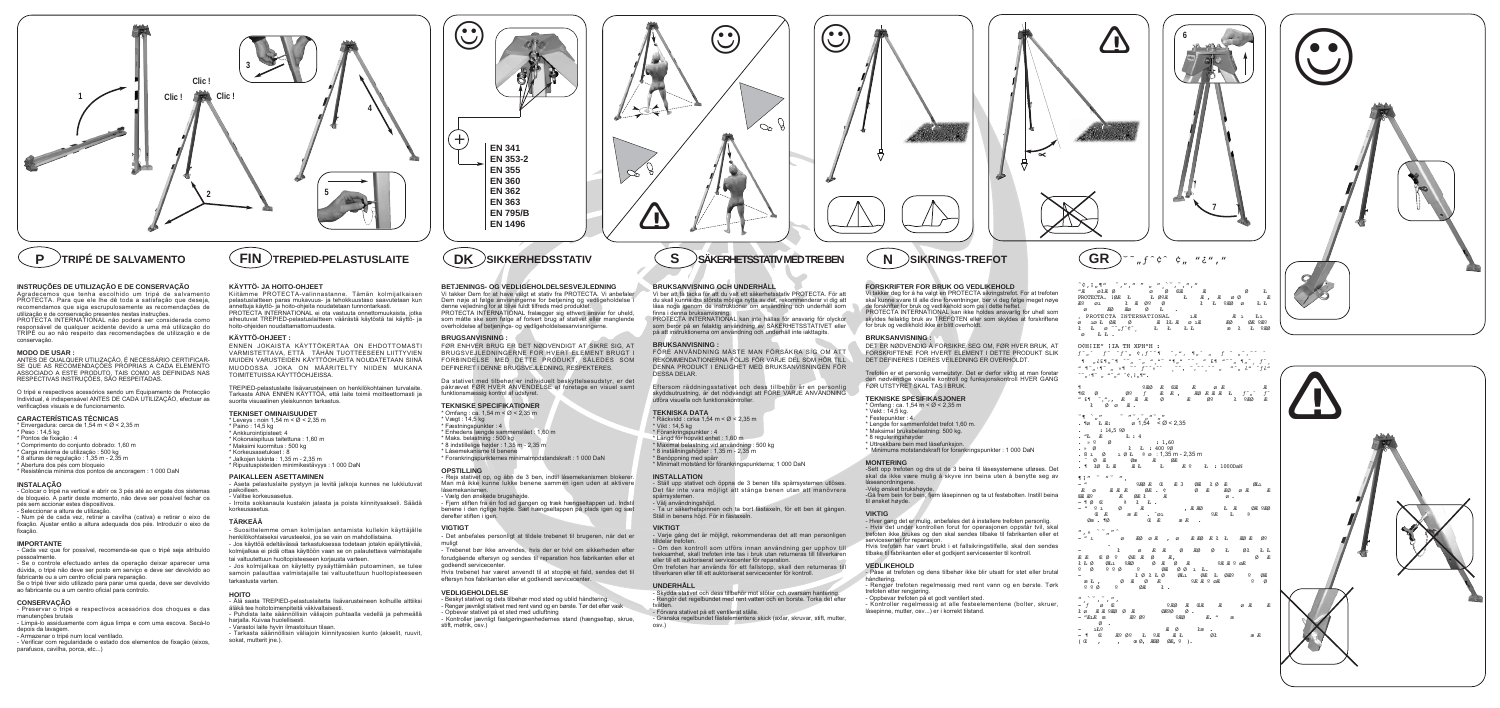EN 341
EN 353-2
EN 355
EN 360
EN 362
EN 363
EN 795/B
EN 1496

## P TRIPÉ DE SALVAMENTO

### INSTRUÇÕES DE UTILIZAÇÃO E DE CONSERVAÇÃO

Agradecemos que tenha escolhido um tripé de salvamento PROTECTA. Para que ele lhe dê toda a satisfação que deseja, recomendamos que siga escrupulosamente as recomendações de utilização e de conservação presentes nestas instruções.
PROTECTA INTERNATIONAL não poderá ser considerada como responsável de qualquer acidente devido a uma má utilização do TRIPÉ ou ao não respeito das recomendações de utilização e de conservação.

### MODO DE USAR :

ANTES DE QUALQUER UTILIZAÇÃO, É NECESSÁRIO CERTIFICAR-SE QUE AS RECOMENDAÇÕES PRÓPRIAS A CADA ELEMENTO ASSOCIADO A ESTE PRODUTO, TAIS COMO AS DEFINIDAS NAS RESPECTIVAS INSTRUÇÕES, SÃO RESPEITADAS.

O tripé e respectivos acessórios sendo um Equipamento de Protecção Individual, é indispensável ANTES DE CADA UTILIZAÇÃO, efectuar as verificações visuais e de funcionamento.

### CARACTERÍSTICAS TÉCNICAS

* Envergadura: cerca de 1,54 m < Ø < 2,35 m
* Peso : 14,5 kg
* Pontos de fixação : 4
* Comprimento do conjunto dobrado: 1,60 m
* Carga máxima de utilização : 500 kg
* 8 alturas de regulação : 1,35 m - 2,35 m
* Abertura dos pés com bloqueio
* Resistência mínima dos pontos de ancoragem : 1 000 DaN

### INSTALAÇÃO

- Colocar o tripé na vertical e abrir os 3 pés até eo engate dos sistemas de bloqueio. A partir deste momento, não deve ser possível fechar os pés sem accionar estes dispositivos.
- Seleccionar a altura de utilização.
- Num pé de cada vez, retirar a cavilha (cativa) e retirar o eixo de fixação. Ajustar então a altura adequada dos pés. Introduzir o eixo de fixação.

### IMPORTANTE

- Cada vez que for possível, recomenda-se que o tripé seja atribuído pessoalmente.
- Se o controlo efectuado antes da operação deixar aparecer uma dúvida, o tripé não deve ser posto em serviço e deve ser devolvido ao fabricante ou a um centro oficial para reparação.
- Se o tripé tiver sido utilizado para parar uma queda, deve ser devolvido ao fabricante ou a um centro oficial para controlo.

### CONSERVAÇÃO

- Preservar o tripé e respectivos acessórios dos choques e das manutenções brutais.
- Limpá-lo assiduamente com água limpa e com uma escova. Secá-lo depois da lavagem.
- Armazenar o tripé num local ventilado.
- Verificar com regularidade o estado dos elementos de fixação (eixos, parafusos, cavilha, porca, etc...)

## FIN TREPIED-PELASTUSLAITE

### KÄYTTÖ- JA HOITO-OHJEET

Kiitämme PROTECTA-valinnastanne. Jotta tämä kolmijalkaisen pelastuslaitteen paras mukavuus- ja tehokkuustaso saavutetaan kun annettuja käyttö- ja hoito-ohjeita noudatetaan tunnontarkasti.
PROTECTA INTERNATIONAL ei ota vastuuta onnettomuuksista, jotka aiheutuvat TREPIED-pelastuslaitteen väärästä käytöstä tai käyttö- ja hoito-ohjeiden noudattamattomuudesta.

### KÄYTTÖ-OHJEET :

ENNEN JOKAISTA KÄYTTÖKERTAA ON EHDOTTOMASTI VARMISTETTAVA, ETTÄ TÄHÄN TUOTTEESEEN LIITTYVIEN MUIDEN VARUSTEIDEN KÄYTTÖOHJEITA NOUDATETAAN SIINÄ MUODOSSA JOKA ON MÄÄRITELTY NIIDEN MUKANA TOIMITETUISSA KÄYTTÖOHJEISSA.

TREPIED-pelastuslaite lisävarusteineen on henkilökohtainen turvalaite. Tarkasta AINA ENNEN KÄYTTÖÄ, että laite toimii moitteettomasti ja suorita visuaalinen yleiskunnon tarkastus.

### TEKNISET OMINAISUUDET

* Leveys : noin 1,54 m < Ø < 2,35 m
* Paino : 14,5 kg
* Ankkurointipisteet: 4
* Kokonaispituus taitettuna : 1,60 m
* Maksimi kuormitus : 500 kg
* Korkeusasetukset : 8
* Jalkojen lukitus : 1,35 m - 2,35 m
* Ripustuspisteiden minimikestävyys : 1 000 DaN

### PAIKALLEEN ASETTAMINEN

- Aseta pelastuslaite pystyyn ja levitä jalkoja kunnes ne lukkiutuvat paikoilleen.
- Valitse korkeusasetus.
- Irroita sokkanaula kustakin jalasta ja poista kiinnitysakseli. Säädä korkeusasetus.

### TÄRKEÄÄ

- Suosittelemme oman kolmijalan antamista kullekin käyttäjälle henkilökohtaiseksi varusteeksi, jos se vain on mahdollistaa.
- Jos käyttöä edeltävässä tarkastuksessa todetaan jotakin epäilyttävää, kolmijalkaa ei pidä ottaa käyttöön vaan se on palautettava valmistajalle tai valtuutettuun huoltopisteeseen korjausta varten.
- Jos kolmijalkaa on käytetty pysäyttämään putoaminen, se tulee samoin palauttaa valmistajalle tai valtuutettuun huoltopisteeseen tarkastusta varten.

### HOITO

- Älä saata TREPIED-pelastuslaitetta lisävarusteineen kolhuille alttiiksi äläkä tee holtittomiempiestä väkivaltaisesti.
- Puhdista laite säännöllisin väliajoin puhtaalla vedellä ja pehmeällä harjalla. Kuivaa huolellisesti.
- Varastoi laite hyvin ilmastoituun tilaan.
- Tarkasta säännöllisin väliajoin kiinnitysosien kunto (akselit, ruuvit, sokat, mutterit jne.).

## DK SIKKERHEDSSTATIV

### BETJENINGS- OG VEDLIGEHOLDELSESVEJLEDNING

Vi takker Dem for at have valgt et stativ fra PROTECTA. Vi anbefaler Dem nøje at følge anvisningerne for betjening og vedligeholdelse i denne vejledning for at blive fuldt tilfreds med produktet.
PROTECTA INTERNATIONAL fralægger sig ethvert ansvar for uheld, som måtte ske som følge af forkert brug af stativet eller manglende overholdelse af betjenings- og vedligeholdelsesanvisningerne.

### BRUGSANVISNING :

FØR ENHVER BRUG ER DET NØDVENDIGT AT SIKRE SIG, AT BRUGSVEJLEDNINGERNE FOR HVERT ELEMENT BRUGT I FORBINDELSE MED DETTE PRODUKT, SÅLEDES SOM DEFINERET I DENNE BRUGSVEJLEDNING, RESPEKTERES.

Da stativet med tilbehør er individuelt beskyttelsesudstyr, er det påkrævet FØR HVER ANVENDELSE at foretage en visuel samt funktionsmæssig kontrol af udstyret.

### TEKNISKE SPECIFIKATIONER

* Omfang : ca. 1,54 m < Ø < 2,35 m
* Vægt : 14,5 kg
* Fæstningspunkter : 4
* Enhedens længde sammenklapt : 1,60 m
* Maks. belastning : 500 kg
* 8 indstillelige højder : 1,35 m - 2,35 m
* Låsemekanisme til benene
* Forankringspunkternes minimalmodstandskraft : 1 000 DaN

### OPSTILLING

- Rejs stativet op, og åbn de 3 ben, indtil låsemekanismen blokerer. Man må ikke kunne lukke benene sammen igen uden at aktivere låsemekanismen.
- Vælg den ønskede brugshøjde.
- Fjern stiften fra én fod ad gangen og træk hængselstappen ud. Indstil benene i den rigtige højde. Sæt hængselstappen på plads igen og sæt derefter stiften i igen.

### VIGTIGT

- Det anbefales personligt at tildele trebenet til brugeren, når det er muligt.
- Trebenet bør ikke anvendes, hvis der er tvivl om sikkerheden efter forudgående eftersyn og sendes til reparation hos fabrikanten eller et godkendt servicecenter.
- Hvis trebenet har været anvendt til at stoppe et fald, sendes det til eftersyn hos fabrikanten eller et godkendt servicecenter.

### VEDLIGEHOLDELSE

- Beskyt stativet og dets tilbehør mod stød og ublid håndtering.
- Rengør jævnligt stativet med rent vand og en børste. Tør det efter vask.
- Opbevar stativet på et sted med udluftning.
- Kontroller jævnligt fastgøringsenhedernes stand (hængseltap, skrue, stift, møtrik, osv.)

## S SÄKERHETSSTATIV MED TREBEN

### BRUKSANVISNING OCH UNDERHÅLL

Vi tver att ta tacke för att du valt ett säkerhetsstativ PROTECTA. För att du skall kunna dra största möjliga nytta av det, rekommenderar vi dig att läsa noga igenom de instruktioner om användning och underhåll som finns i denna bruksanvisning.
PROTECTA INTERNATIONAL kan inte hållas för ansvarig för olyckor som beror på en felaktig användning av SÄKERHETSSTATIVET eller på att instruktionerna om användning och underhåll inte iakttagits.

### BRUKSANVISNING :

FÖRE ANVÄNDNING MÅSTE MAN FÖRSÄKRA SIG OM ATT REKOMMENDATIONERNA FÖLJS FÖR VARJE DEL SOM HÖR TILL DENNA PRODUKT I ENLIGHET MED BRUKSANVISNINGEN FÖR DESSA DELAR.

Eftersom räddningsstativet och dess tillbehör är en personlig skyddsutrustning, är det nödvändigt att FÖRE VARJE ANVÄNDNING utföra visuella och funktionskontroller.

### TEKNISKA DATA

* Räckvidd : cirka 1,54 m < Ø < 2,35 m
* Vikt : 14,5 kg
* Förankringspunkter : 4
* Längd för hopvikt enhet : 1,60 m
* Maximal belastning vid användning : 500 kg
* 8 inställningshöjder : 1,35 m - 2,35 m
* Benöppning med spärr
* Minimalt motstånd för förankringspunkterna: 1 000 DaN

### INSTALLATION

- Ställ upp stativet och öppna de 3 benen tills spärrsystemen utlöses. Det får inte vara möjligt att stänga benen utan att manövrera spärrsystemen.
- Välj användningshöjd.
- Ta ur säkerhetssprinten och ta bort fästaxeln, för ett ben åt gången. Ställ in benens höjd. För in fästaxeln.

### VIKTIGT

- Varje gång det är möjligt, rekommenderas det att man personligen tilldelar trefoten.
- Om den kontroll som utförts innan användning ger upphov till tveksamhet, skall trefoten inte tas i bruk utan returneras till tillverkaren eller till ett auktoriserat servicecenter för reparation.
- Om trefoten har används för att fallstopp, skall den returneras till tillverkaren eller till ett auktoriserat servicecenter för kontroll.

### UNDERHÅLL

- Skydda stativet och dess tillbehör mot stöter och ovarsam hantering.
- Rengör det regelbundet med rent vatten och en borste. Torka det efter tvätten.
- Förvara stativet på ett ventilerat ställe.
- Granska regelbundet fästelementens skick (axlar, skruvar, stift, mutter, osv.)

## N SIKRINGS-TREFOT

### FORSKRIFTER FOR BRUK OG VEDLIKEHOLD

Vi takker deg for å ha valgt en PROTECTA sikringstrefot. For at trefoten skal kunne svare til alle dine forventninger, ber vi deg følge meget nøye de forskrifter for bruk og vedlikehold som gis i dette heftet.
PROTECTA INTERNATIONAL kan ikke holdes ansvarlig for uhell som skyldes feilaktig bruk av TREFOTEN eller som skyldes at forskriftene for bruk og vedlikehold ikke er blitt overholdt.

### BRUKSANVISNING :

DET ER NØDVENDIG Å FORSIKRE SEG OM, FØR HVER BRUK, AT FORSKRIFTENE FOR HVERT ELEMENT I DETTE PRODUKT SLIK DET DEFINERES I DERES VEILEDNING ER OVERHOLDT.

Trefoten er et personlig verneutstyr. Det er derfor viktig at man foretar den nødvendige visuelle kontroll og funksjonskontroll HVER GANG FØR UTSTYRET SKAL TAS I BRUK.

### TEKNISKE SPESIFIKASJONER

* Omfang : ca. 1,54 m < Ø < 2,35 m
* Vekt : 14,5 kg.
* Festepunkter : 4.
* Lengde for sammenfoldet trefot 1,60 m.
* Maksimal bruksbelastning: 500 kg.
* 8 reguleringshøyder
* Utfoldbare bein med låsefunksjon.
* Minimum motstandskraft for forankringspunkter : 1 000 DaN

### MONTERING

-Sett opp trefoten og dra ut de 3 beina til låsesystemene utløses. Det skal da ikke være mulig å skyve inn beina uten å benytte seg av låsesanordningene.
-Velg ønsket brukshøyde.
-Gå frem bein for bein, fjern låsepinnen og ta ut festebolten. Instill beina til ønsket høyde.

### VIKTIG

- Hver gang det er mulig, anbefales det å installere trefoten personlig.
- Hvis det under kontrollen forut for operasjonen oppstår tvil, skal trefoten ikke brukes og den skal sendes tilbake til fabrikanten eller et servicesenter for reparasjon.
- Hvis trefoten har vært brukt i et fallskringstilfelle, skal den sendes tilbake til fabrikanten eller et godkjent servicesenter til kontroll.

### VEDLIKEHOLD

- Pass at trefoten og dens tilbehør ikke blir utsatt for støt eller brutal håndtering.
- Rengjør trefoten regelmessig med rent vann og en børste. Tørk trefoten etter rengjøring.
- Oppbevar trefoten på et godt ventilert sted.
- Kontroller regelmessig at alle festeelementene (bolter, skruer, låsepinne, mutter, osv...) er i korrekt tilstand.